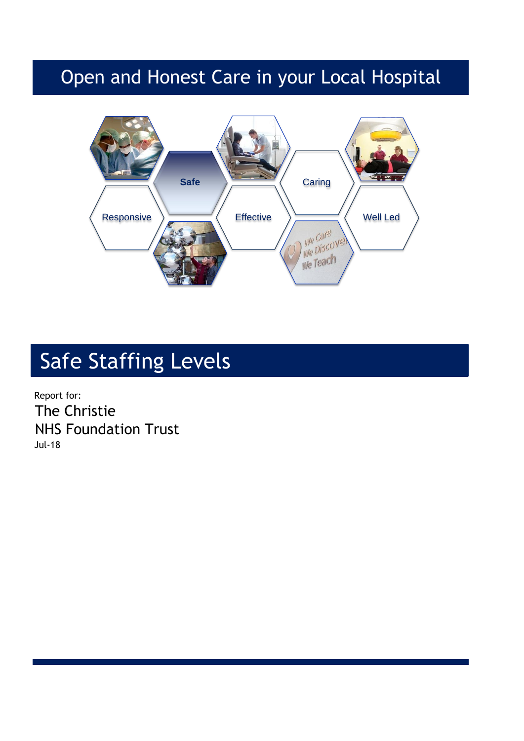# Open and Honest Care in your Local Hospital

Safe

Caring

Responsive

Effective

Well Led

## Safe Staffing Levels

Report for:

The Christie
NHS Foundation Trust

Jul-18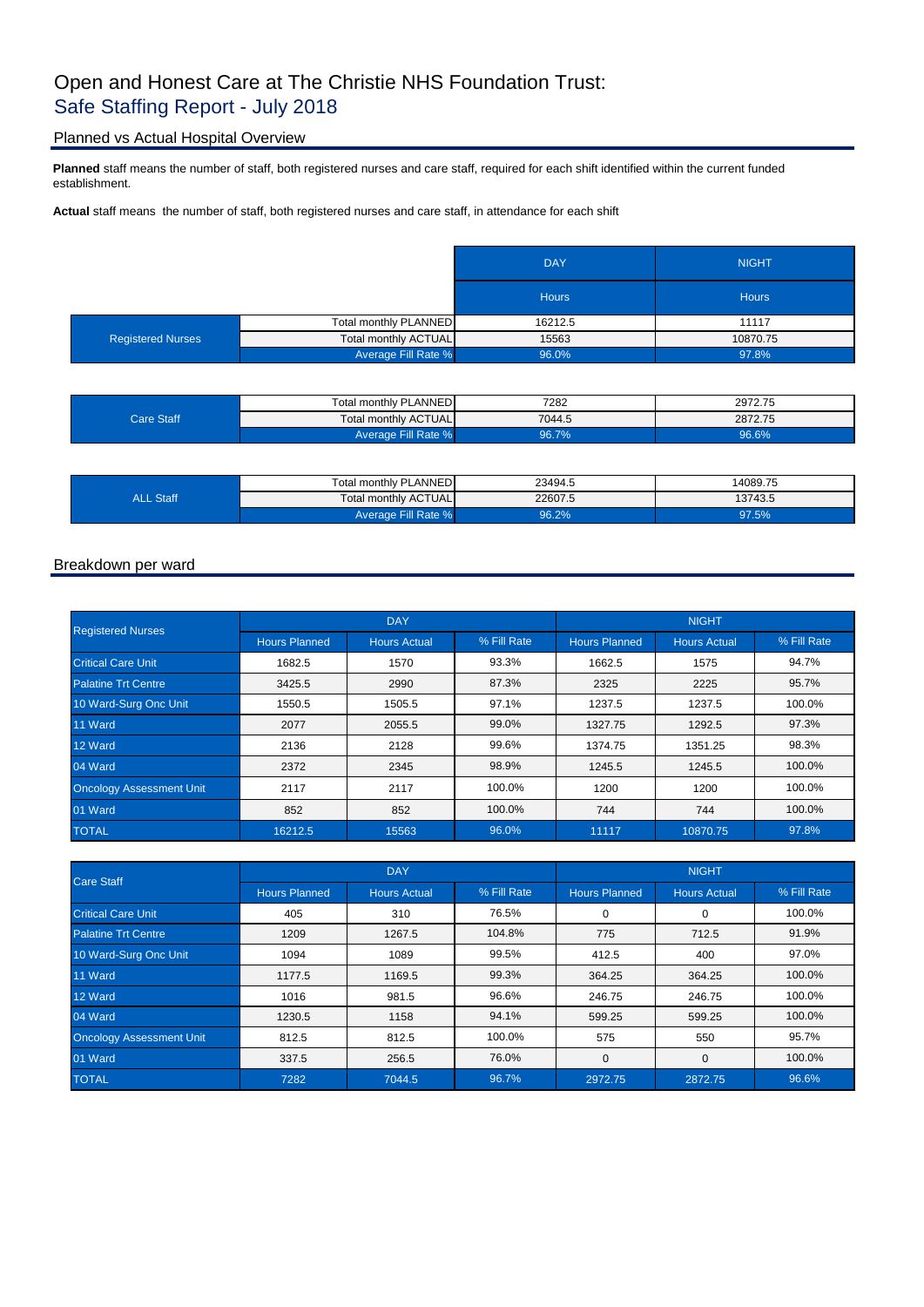# Open and Honest Care at The Christie NHS Foundation Trust:
## Safe Staffing Report - July 2018

### Planned vs Actual Hospital Overview

**Planned** staff means the number of staff, both registered nurses and care staff, required for each shift identified within the current funded establishment.

**Actual** staff means the number of staff, both registered nurses and care staff, in attendance for each shift

| | | DAY | NIGHT |
|---|---|---|---|
| | | Hours | Hours |
| Registered Nurses | Total monthly PLANNED | 16212.5 | 11117 |
| | Total monthly ACTUAL | 15563 | 10870.75 |
| | Average Fill Rate % | 96.0% | 97.8% |

| | | | |
|---|---|---|---|
| Care Staff | Total monthly PLANNED | 7282 | 2972.75 |
| | Total monthly ACTUAL | 7044.5 | 2872.75 |
| | Average Fill Rate % | 96.7% | 96.6% |

| | | | |
|---|---|---|---|
| ALL Staff | Total monthly PLANNED | 23494.5 | 14089.75 |
| | Total monthly ACTUAL | 22607.5 | 13743.5 |
| | Average Fill Rate % | 96.2% | 97.5% |

### Breakdown per ward

| Registered Nurses | DAY | | | NIGHT | | |
|---|---|---|---|---|---|---|
| | Hours Planned | Hours Actual | % Fill Rate | Hours Planned | Hours Actual | % Fill Rate |
| Critical Care Unit | 1682.5 | 1570 | 93.3% | 1662.5 | 1575 | 94.7% |
| Palatine Trt Centre | 3425.5 | 2990 | 87.3% | 2325 | 2225 | 95.7% |
| 10 Ward-Surg Onc Unit | 1550.5 | 1505.5 | 97.1% | 1237.5 | 1237.5 | 100.0% |
| 11 Ward | 2077 | 2055.5 | 99.0% | 1327.75 | 1292.5 | 97.3% |
| 12 Ward | 2136 | 2128 | 99.6% | 1374.75 | 1351.25 | 98.3% |
| 04 Ward | 2372 | 2345 | 98.9% | 1245.5 | 1245.5 | 100.0% |
| Oncology Assessment Unit | 2117 | 2117 | 100.0% | 1200 | 1200 | 100.0% |
| 01 Ward | 852 | 852 | 100.0% | 744 | 744 | 100.0% |
| TOTAL | 16212.5 | 15563 | 96.0% | 11117 | 10870.75 | 97.8% |

| Care Staff | DAY | | | NIGHT | | |
|---|---|---|---|---|---|---|
| | Hours Planned | Hours Actual | % Fill Rate | Hours Planned | Hours Actual | % Fill Rate |
| Critical Care Unit | 405 | 310 | 76.5% | 0 | 0 | 100.0% |
| Palatine Trt Centre | 1209 | 1267.5 | 104.8% | 775 | 712.5 | 91.9% |
| 10 Ward-Surg Onc Unit | 1094 | 1089 | 99.5% | 412.5 | 400 | 97.0% |
| 11 Ward | 1177.5 | 1169.5 | 99.3% | 364.25 | 364.25 | 100.0% |
| 12 Ward | 1016 | 981.5 | 96.6% | 246.75 | 246.75 | 100.0% |
| 04 Ward | 1230.5 | 1158 | 94.1% | 599.25 | 599.25 | 100.0% |
| Oncology Assessment Unit | 812.5 | 812.5 | 100.0% | 575 | 550 | 95.7% |
| 01 Ward | 337.5 | 256.5 | 76.0% | 0 | 0 | 100.0% |
| TOTAL | 7282 | 7044.5 | 96.7% | 2972.75 | 2872.75 | 96.6% |